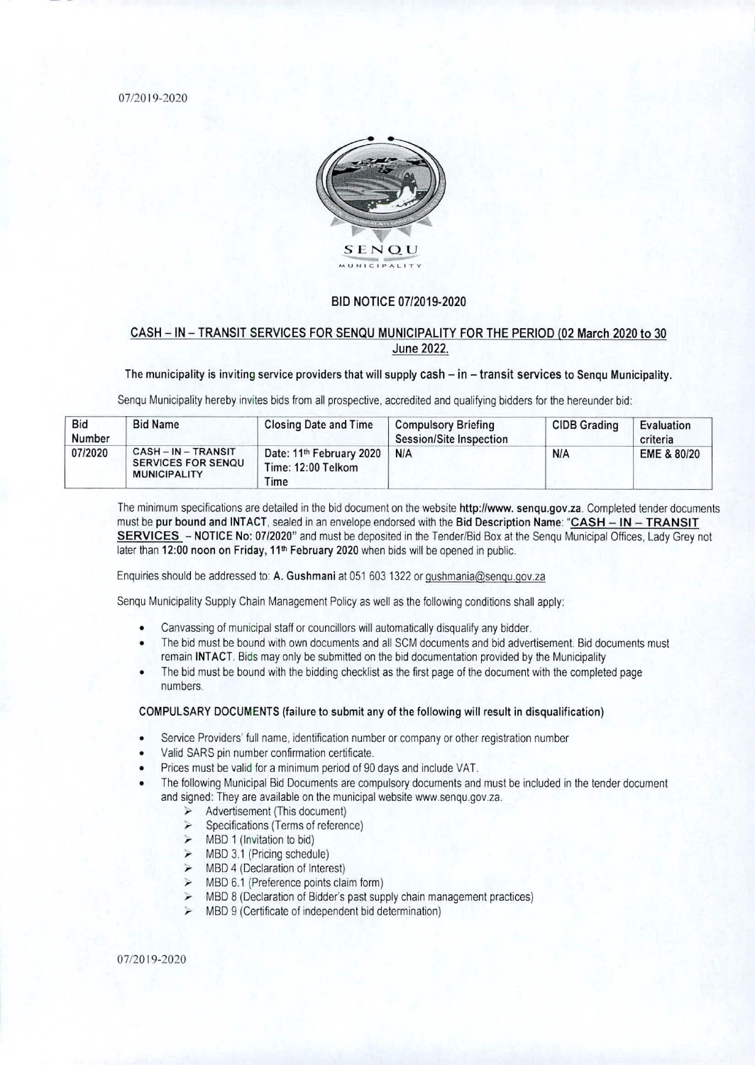# BID NOTICE 07/2019-2020

## CASH – IN – TRANSIT SERVICES FOR SENQU MUNICIPALITY FOR THE PERIOD (02 March 2020 to 30 June 2022.

**The municipality is inviting service providers that will supply cash – in – transit services to Senqu Municipality.**

Senqu Municipality hereby invites bids from all prospective, accredited and qualifying bidders for the hereunder bid:

| Bid Number | Bid Name | Closing Date and Time | Compulsory Briefing Session/Site Inspection | CIDB Grading | Evaluation criteria |
|---|---|---|---|---|---|
| 07/2020 | CASH – IN – TRANSIT SERVICES FOR SENQU MUNICIPALITY | Date: 11th February 2020 Time: 12:00 Telkom Time | N/A | N/A | EME & 80/20 |

The minimum specifications are detailed in the bid document on the website **http://www. senqu.gov.za**. Completed tender documents must be **pur bound and INTACT**, sealed in an envelope endorsed with the **Bid Description Name**: "**CASH – IN – TRANSIT SERVICES – NOTICE No: 07/2020**" and must be deposited in the Tender/Bid Box at the Senqu Municipal Offices, Lady Grey not later than **12:00 noon on Friday, 11th February 2020** when bids will be opened in public.

Enquiries should be addressed to: **A. Gushmani** at 051 603 1322 or gushmania@senqu.gov.za

Senqu Municipality Supply Chain Management Policy as well as the following conditions shall apply:

- Canvassing of municipal staff or councillors will automatically disqualify any bidder.
- The bid must be bound with own documents and all SCM documents and bid advertisement. Bid documents must remain **INTACT**. Bids may only be submitted on the bid documentation provided by the Municipality
- The bid must be bound with the bidding checklist as the first page of the document with the completed page numbers.

**COMPULSARY DOCUMENTS (failure to submit any of the following will result in disqualification)**

- Service Providers' full name, identification number or company or other registration number
- Valid SARS pin number confirmation certificate.
- Prices must be valid for a minimum period of 90 days and include VAT.
- The following Municipal Bid Documents are compulsory documents and must be included in the tender document and signed: They are available on the municipal website www.senqu.gov.za.
  - Advertisement (This document)
  - Specifications (Terms of reference)
  - MBD 1 (Invitation to bid)
  - MBD 3.1 (Pricing schedule)
  - MBD 4 (Declaration of Interest)
  - MBD 6.1 (Preference points claim form)
  - MBD 8 (Declaration of Bidder's past supply chain management practices)
  - MBD 9 (Certificate of independent bid determination)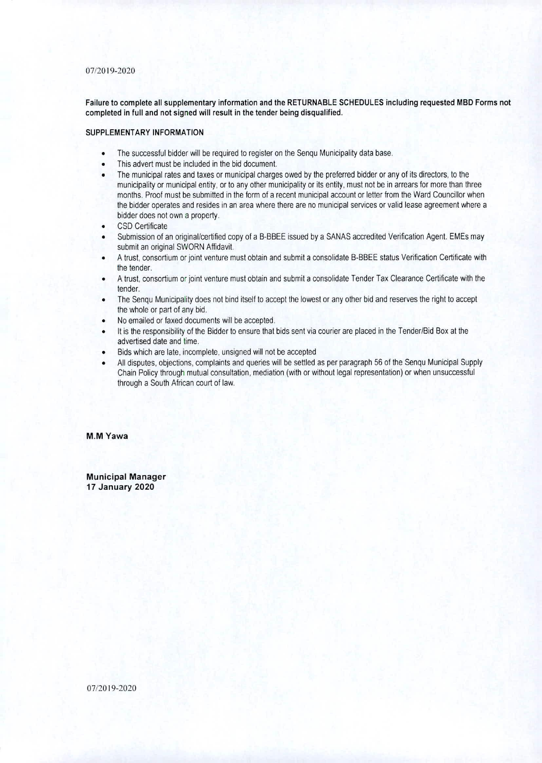**Failure to complete all supplementary information and the RETURNABLE SCHEDULES including requested MBD Forms not completed in full and not signed will result in the tender being disqualified.**

**SUPPLEMENTARY INFORMATION**

- The successful bidder will be required to register on the Senqu Municipality data base.
- This advert must be included in the bid document.
- The municipal rates and taxes or municipal charges owed by the preferred bidder or any of its directors, to the municipality or municipal entity, or to any other municipality or its entity, must not be in arrears for more than three months. Proof must be submitted in the form of a recent municipal account or letter from the Ward Councillor when the bidder operates and resides in an area where there are no municipal services or valid lease agreement where a bidder does not own a property.
- CSD Certificate
- Submission of an original/certified copy of a B-BBEE issued by a SANAS accredited Verification Agent. EMEs may submit an original SWORN Affidavit.
- A trust, consortium or joint venture must obtain and submit a consolidate B-BBEE status Verification Certificate with the tender.
- A trust, consortium or joint venture must obtain and submit a consolidate Tender Tax Clearance Certificate with the tender.
- The Senqu Municipality does not bind itself to accept the lowest or any other bid and reserves the right to accept the whole or part of any bid.
- No emailed or faxed documents will be accepted.
- It is the responsibility of the Bidder to ensure that bids sent via courier are placed in the Tender/Bid Box at the advertised date and time.
- Bids which are late, incomplete, unsigned will not be accepted
- All disputes, objections, complaints and queries will be settled as per paragraph 56 of the Senqu Municipal Supply Chain Policy through mutual consultation, mediation (with or without legal representation) or when unsuccessful through a South African court of law.

**M.M Yawa**

**Municipal Manager**
**17 January 2020**